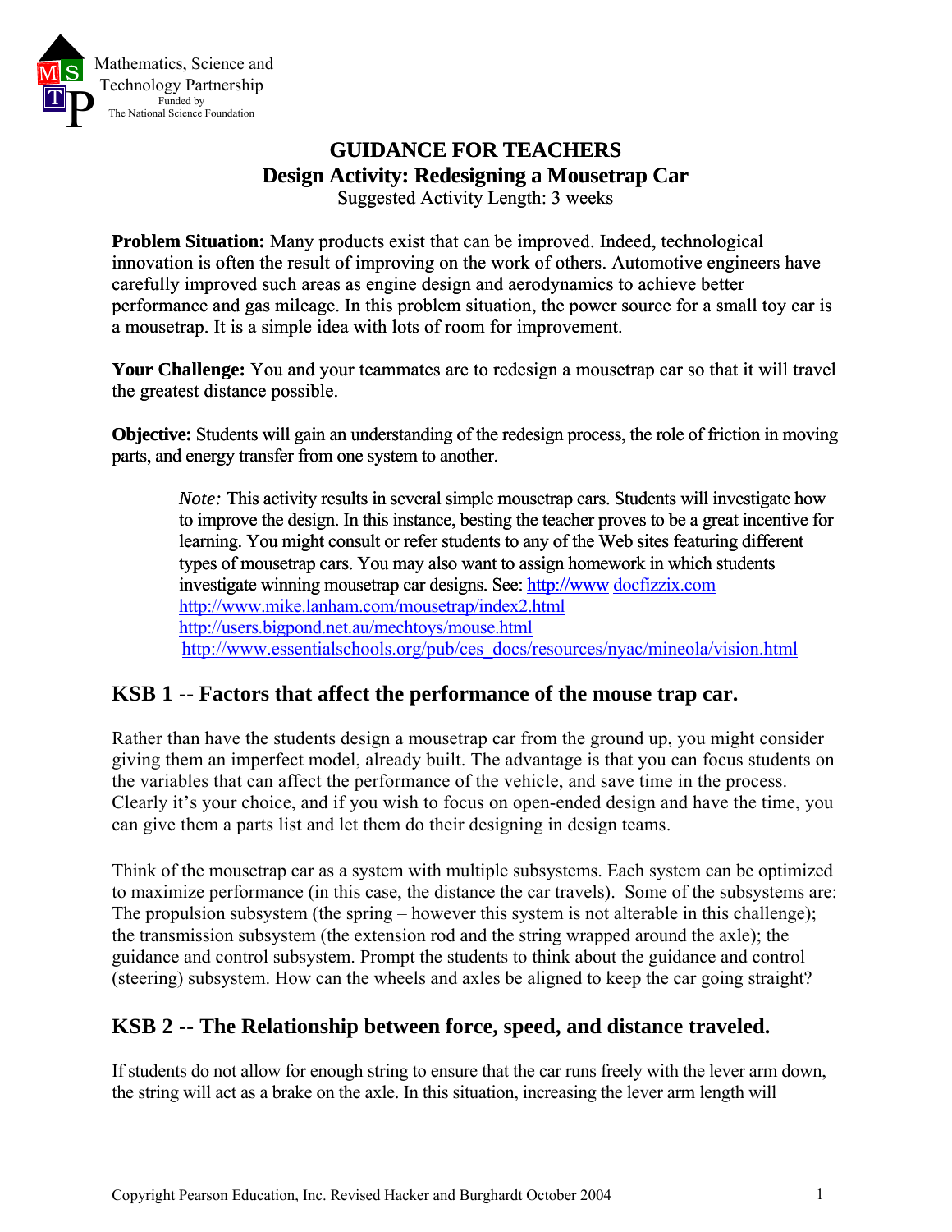Mathematics, Science and Technology Partnership
Funded by The National Science Foundation

# GUIDANCE FOR TEACHERS

## Design Activity: Redesigning a Mousetrap Car

Suggested Activity Length: 3 weeks

**Problem Situation:** Many products exist that can be improved. Indeed, technological innovation is often the result of improving on the work of others. Automotive engineers have carefully improved such areas as engine design and aerodynamics to achieve better performance and gas mileage. In this problem situation, the power source for a small toy car is a mousetrap. It is a simple idea with lots of room for improvement.

**Your Challenge:** You and your teammates are to redesign a mousetrap car so that it will travel the greatest distance possible.

**Objective:** Students will gain an understanding of the redesign process, the role of friction in moving parts, and energy transfer from one system to another.

> *Note:* This activity results in several simple mousetrap cars. Students will investigate how to improve the design. In this instance, besting the teacher proves to be a great incentive for learning. You might consult or refer students to any of the Web sites featuring different types of mousetrap cars. You may also want to assign homework in which students investigate winning mousetrap car designs. See: http://www docfizzix.com
> http://www.mike.lanham.com/mousetrap/index2.html
> http://users.bigpond.net.au/mechtoys/mouse.html
> http://www.essentialschools.org/pub/ces_docs/resources/nyac/mineola/vision.html

## KSB 1 -- Factors that affect the performance of the mouse trap car.

Rather than have the students design a mousetrap car from the ground up, you might consider giving them an imperfect model, already built. The advantage is that you can focus students on the variables that can affect the performance of the vehicle, and save time in the process. Clearly it's your choice, and if you wish to focus on open-ended design and have the time, you can give them a parts list and let them do their designing in design teams.

Think of the mousetrap car as a system with multiple subsystems. Each system can be optimized to maximize performance (in this case, the distance the car travels). Some of the subsystems are: The propulsion subsystem (the spring – however this system is not alterable in this challenge); the transmission subsystem (the extension rod and the string wrapped around the axle); the guidance and control subsystem. Prompt the students to think about the guidance and control (steering) subsystem. How can the wheels and axles be aligned to keep the car going straight?

## KSB 2 -- The Relationship between force, speed, and distance traveled.

If students do not allow for enough string to ensure that the car runs freely with the lever arm down, the string will act as a brake on the axle. In this situation, increasing the lever arm length will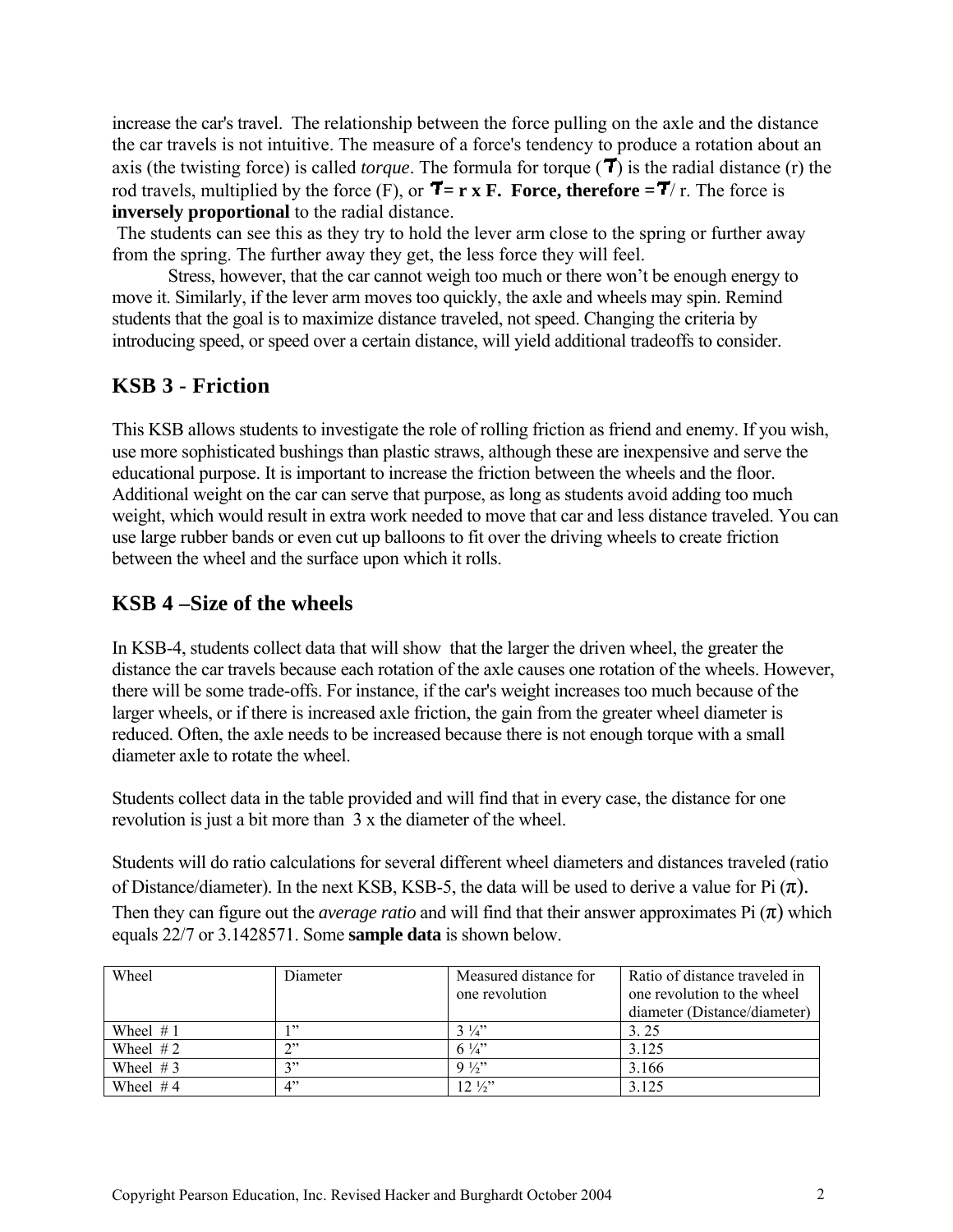increase the car's travel. The relationship between the force pulling on the axle and the distance the car travels is not intuitive. The measure of a force's tendency to produce a rotation about an axis (the twisting force) is called *torque*. The formula for torque ($\tau$) is the radial distance (r) the rod travels, multiplied by the force (F), or $\tau$ **= r x F. Force, therefore =** $\tau$/ r. The force is **inversely proportional** to the radial distance.

The students can see this as they try to hold the lever arm close to the spring or further away from the spring. The further away they get, the less force they will feel.

Stress, however, that the car cannot weigh too much or there won't be enough energy to move it. Similarly, if the lever arm moves too quickly, the axle and wheels may spin. Remind students that the goal is to maximize distance traveled, not speed. Changing the criteria by introducing speed, or speed over a certain distance, will yield additional tradeoffs to consider.

## KSB 3 - Friction

This KSB allows students to investigate the role of rolling friction as friend and enemy. If you wish, use more sophisticated bushings than plastic straws, although these are inexpensive and serve the educational purpose. It is important to increase the friction between the wheels and the floor. Additional weight on the car can serve that purpose, as long as students avoid adding too much weight, which would result in extra work needed to move that car and less distance traveled. You can use large rubber bands or even cut up balloons to fit over the driving wheels to create friction between the wheel and the surface upon which it rolls.

## KSB 4 –Size of the wheels

In KSB-4, students collect data that will show that the larger the driven wheel, the greater the distance the car travels because each rotation of the axle causes one rotation of the wheels. However, there will be some trade-offs. For instance, if the car's weight increases too much because of the larger wheels, or if there is increased axle friction, the gain from the greater wheel diameter is reduced. Often, the axle needs to be increased because there is not enough torque with a small diameter axle to rotate the wheel.

Students collect data in the table provided and will find that in every case, the distance for one revolution is just a bit more than 3 x the diameter of the wheel.

Students will do ratio calculations for several different wheel diameters and distances traveled (ratio of Distance/diameter). In the next KSB, KSB-5, the data will be used to derive a value for Pi ($\pi$). Then they can figure out the *average ratio* and will find that their answer approximates Pi ($\pi$) which equals 22/7 or 3.1428571. Some **sample data** is shown below.

| Wheel | Diameter | Measured distance for one revolution | Ratio of distance traveled in one revolution to the wheel diameter (Distance/diameter) |
|---|---|---|---|
| Wheel # 1 | 1" | 3 ¼" | 3. 25 |
| Wheel # 2 | 2" | 6 ¼" | 3.125 |
| Wheel # 3 | 3" | 9 ½" | 3.166 |
| Wheel # 4 | 4" | 12 ½" | 3.125 |

Copyright Pearson Education, Inc. Revised Hacker and Burghardt October 2004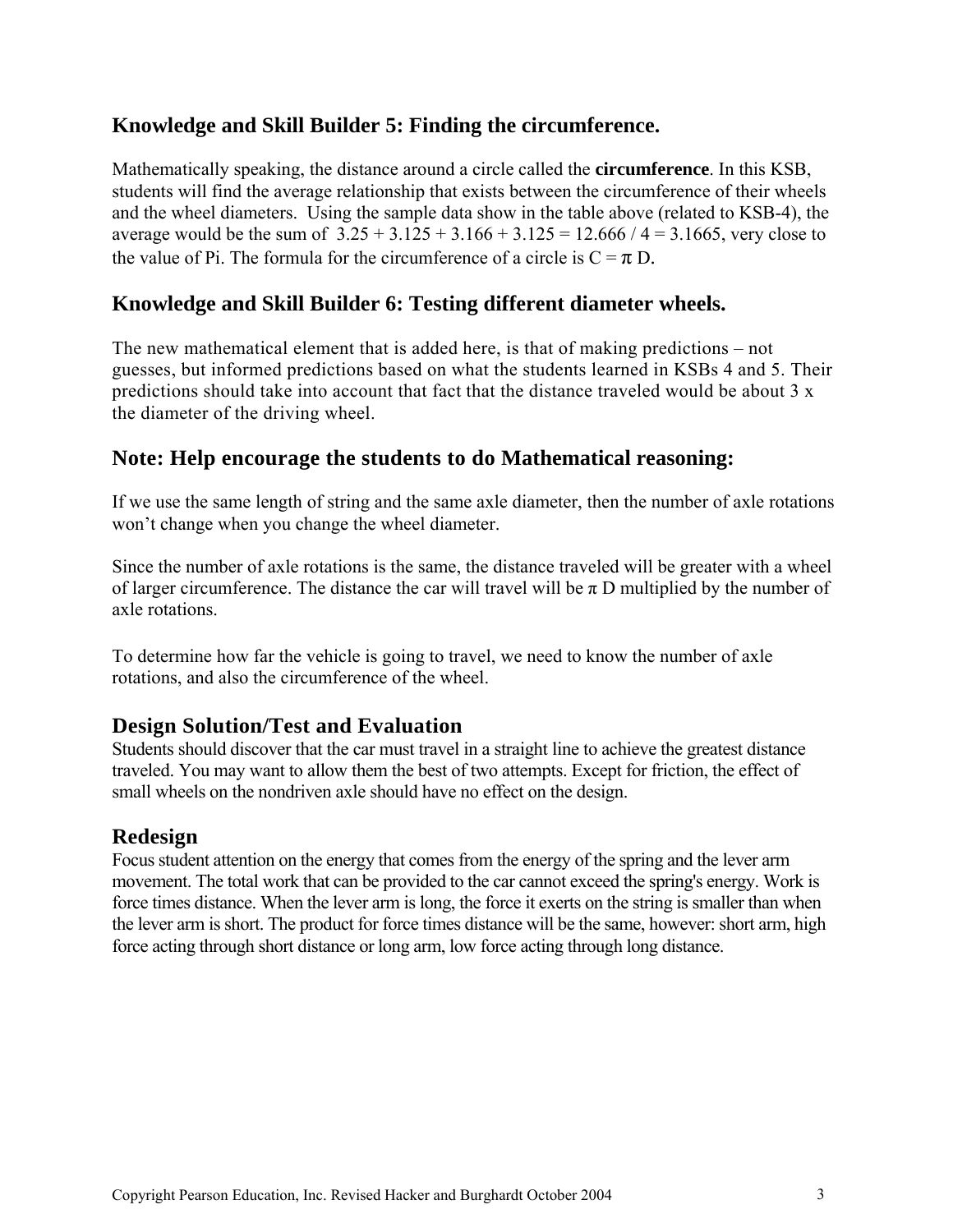## Knowledge and Skill Builder 5: Finding the circumference.

Mathematically speaking, the distance around a circle called the **circumference**. In this KSB, students will find the average relationship that exists between the circumference of their wheels and the wheel diameters. Using the sample data show in the table above (related to KSB-4), the average would be the sum of $3.25 + 3.125 + 3.166 + 3.125 = 12.666 / 4 = 3.1665$, very close to the value of Pi. The formula for the circumference of a circle is $C = \pi D$.

## Knowledge and Skill Builder 6: Testing different diameter wheels.

The new mathematical element that is added here, is that of making predictions – not guesses, but informed predictions based on what the students learned in KSBs 4 and 5. Their predictions should take into account that fact that the distance traveled would be about 3 x the diameter of the driving wheel.

## Note: Help encourage the students to do Mathematical reasoning:

If we use the same length of string and the same axle diameter, then the number of axle rotations won't change when you change the wheel diameter.

Since the number of axle rotations is the same, the distance traveled will be greater with a wheel of larger circumference. The distance the car will travel will be $\pi D$ multiplied by the number of axle rotations.

To determine how far the vehicle is going to travel, we need to know the number of axle rotations, and also the circumference of the wheel.

## Design Solution/Test and Evaluation

Students should discover that the car must travel in a straight line to achieve the greatest distance traveled. You may want to allow them the best of two attempts. Except for friction, the effect of small wheels on the nondriven axle should have no effect on the design.

## Redesign

Focus student attention on the energy that comes from the energy of the spring and the lever arm movement. The total work that can be provided to the car cannot exceed the spring's energy. Work is force times distance. When the lever arm is long, the force it exerts on the string is smaller than when the lever arm is short. The product for force times distance will be the same, however: short arm, high force acting through short distance or long arm, low force acting through long distance.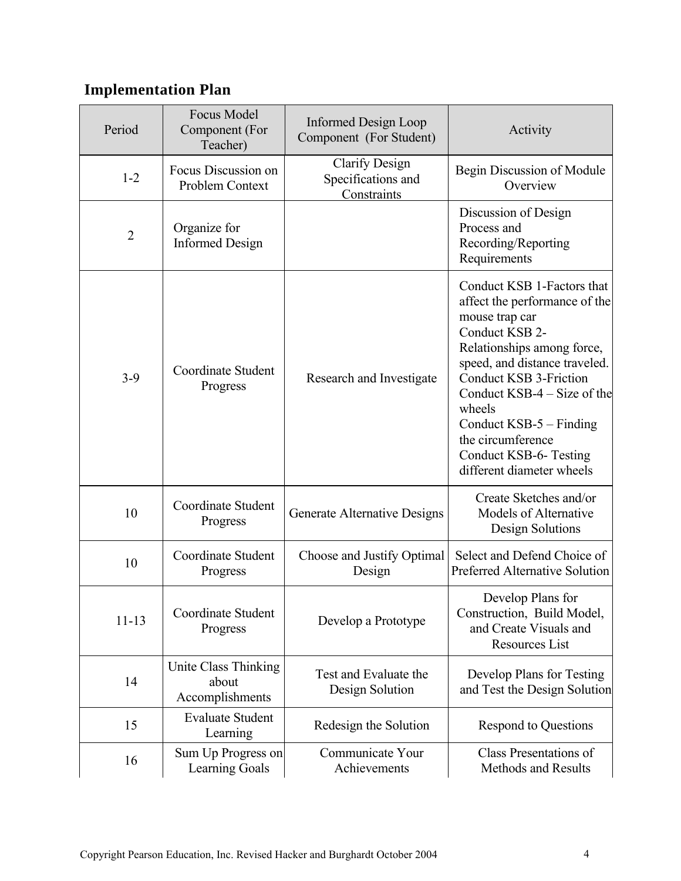## Implementation Plan

| Period | Focus Model Component (For Teacher) | Informed Design Loop Component (For Student) | Activity |
|---|---|---|---|
| 1-2 | Focus Discussion on Problem Context | Clarify Design Specifications and Constraints | Begin Discussion of Module Overview |
| 2 | Organize for Informed Design | | Discussion of Design Process and Recording/Reporting Requirements |
| 3-9 | Coordinate Student Progress | Research and Investigate | Conduct KSB 1-Factors that affect the performance of the mouse trap car<br>Conduct KSB 2-Relationships among force, speed, and distance traveled.<br>Conduct KSB 3-Friction<br>Conduct KSB-4 – Size of the wheels<br>Conduct KSB-5 – Finding the circumference<br>Conduct KSB-6- Testing different diameter wheels |
| 10 | Coordinate Student Progress | Generate Alternative Designs | Create Sketches and/or Models of Alternative Design Solutions |
| 10 | Coordinate Student Progress | Choose and Justify Optimal Design | Select and Defend Choice of Preferred Alternative Solution |
| 11-13 | Coordinate Student Progress | Develop a Prototype | Develop Plans for Construction, Build Model, and Create Visuals and Resources List |
| 14 | Unite Class Thinking about Accomplishments | Test and Evaluate the Design Solution | Develop Plans for Testing and Test the Design Solution |
| 15 | Evaluate Student Learning | Redesign the Solution | Respond to Questions |
| 16 | Sum Up Progress on Learning Goals | Communicate Your Achievements | Class Presentations of Methods and Results |

Copyright Pearson Education, Inc. Revised Hacker and Burghardt October 2004